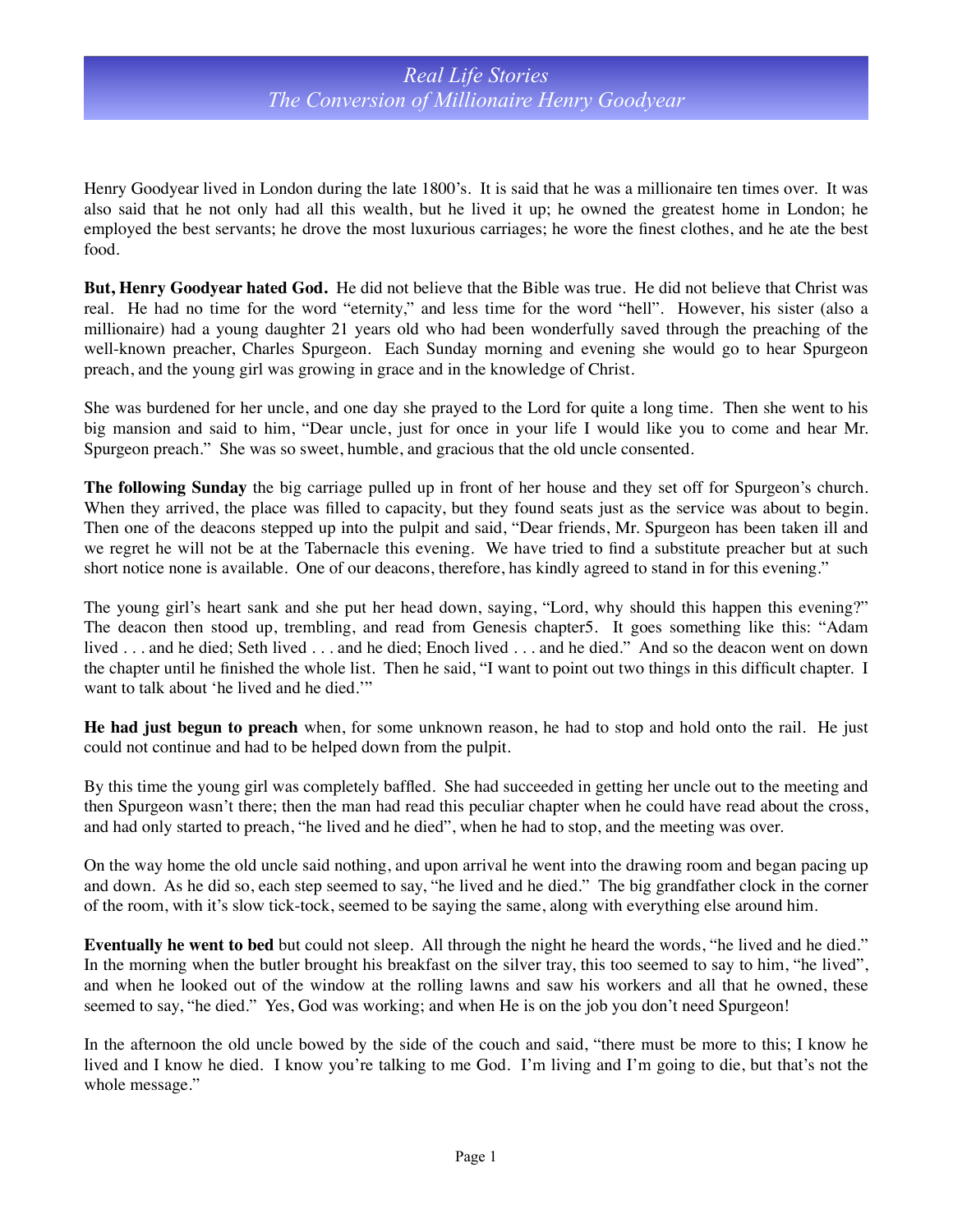# *Real Life Stories*
## *The Conversion of Millionaire Henry Goodyear*

Henry Goodyear lived in London during the late 1800's. It is said that he was a millionaire ten times over. It was also said that he not only had all this wealth, but he lived it up; he owned the greatest home in London; he employed the best servants; he drove the most luxurious carriages; he wore the finest clothes, and he ate the best food.

**But, Henry Goodyear hated God.** He did not believe that the Bible was true. He did not believe that Christ was real. He had no time for the word "eternity," and less time for the word "hell". However, his sister (also a millionaire) had a young daughter 21 years old who had been wonderfully saved through the preaching of the well-known preacher, Charles Spurgeon. Each Sunday morning and evening she would go to hear Spurgeon preach, and the young girl was growing in grace and in the knowledge of Christ.

She was burdened for her uncle, and one day she prayed to the Lord for quite a long time. Then she went to his big mansion and said to him, "Dear uncle, just for once in your life I would like you to come and hear Mr. Spurgeon preach." She was so sweet, humble, and gracious that the old uncle consented.

**The following Sunday** the big carriage pulled up in front of her house and they set off for Spurgeon's church. When they arrived, the place was filled to capacity, but they found seats just as the service was about to begin. Then one of the deacons stepped up into the pulpit and said, "Dear friends, Mr. Spurgeon has been taken ill and we regret he will not be at the Tabernacle this evening. We have tried to find a substitute preacher but at such short notice none is available. One of our deacons, therefore, has kindly agreed to stand in for this evening."

The young girl's heart sank and she put her head down, saying, "Lord, why should this happen this evening?" The deacon then stood up, trembling, and read from Genesis chapter5. It goes something like this: "Adam lived . . . and he died; Seth lived . . . and he died; Enoch lived . . . and he died." And so the deacon went on down the chapter until he finished the whole list. Then he said, "I want to point out two things in this difficult chapter. I want to talk about 'he lived and he died.'"

**He had just begun to preach** when, for some unknown reason, he had to stop and hold onto the rail. He just could not continue and had to be helped down from the pulpit.

By this time the young girl was completely baffled. She had succeeded in getting her uncle out to the meeting and then Spurgeon wasn't there; then the man had read this peculiar chapter when he could have read about the cross, and had only started to preach, "he lived and he died", when he had to stop, and the meeting was over.

On the way home the old uncle said nothing, and upon arrival he went into the drawing room and began pacing up and down. As he did so, each step seemed to say, "he lived and he died." The big grandfather clock in the corner of the room, with it's slow tick-tock, seemed to be saying the same, along with everything else around him.

**Eventually he went to bed** but could not sleep. All through the night he heard the words, "he lived and he died." In the morning when the butler brought his breakfast on the silver tray, this too seemed to say to him, "he lived", and when he looked out of the window at the rolling lawns and saw his workers and all that he owned, these seemed to say, "he died." Yes, God was working; and when He is on the job you don't need Spurgeon!

In the afternoon the old uncle bowed by the side of the couch and said, "there must be more to this; I know he lived and I know he died. I know you're talking to me God. I'm living and I'm going to die, but that's not the whole message."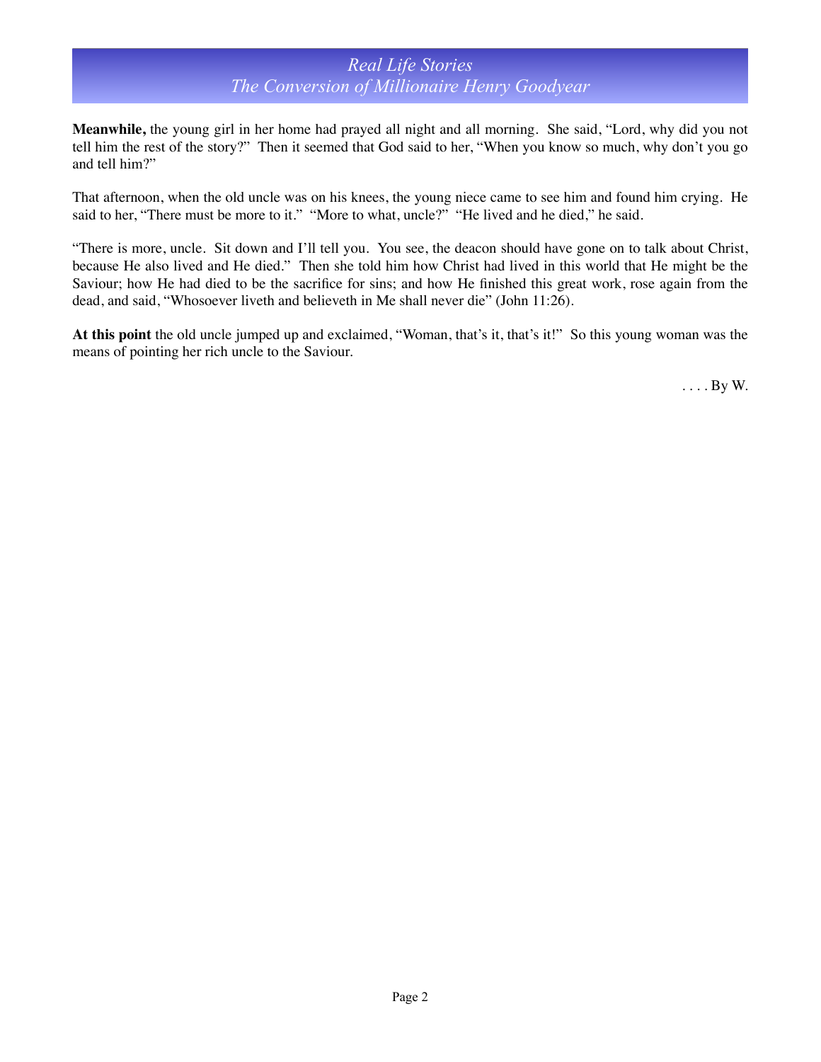**Meanwhile,** the young girl in her home had prayed all night and all morning. She said, "Lord, why did you not tell him the rest of the story?" Then it seemed that God said to her, "When you know so much, why don't you go and tell him?"

That afternoon, when the old uncle was on his knees, the young niece came to see him and found him crying. He said to her, "There must be more to it." "More to what, uncle?" "He lived and he died," he said.

"There is more, uncle. Sit down and I'll tell you. You see, the deacon should have gone on to talk about Christ, because He also lived and He died." Then she told him how Christ had lived in this world that He might be the Saviour; how He had died to be the sacrifice for sins; and how He finished this great work, rose again from the dead, and said, "Whosoever liveth and believeth in Me shall never die" (John 11:26).

**At this point** the old uncle jumped up and exclaimed, "Woman, that's it, that's it!" So this young woman was the means of pointing her rich uncle to the Saviour.

. . . . By W.